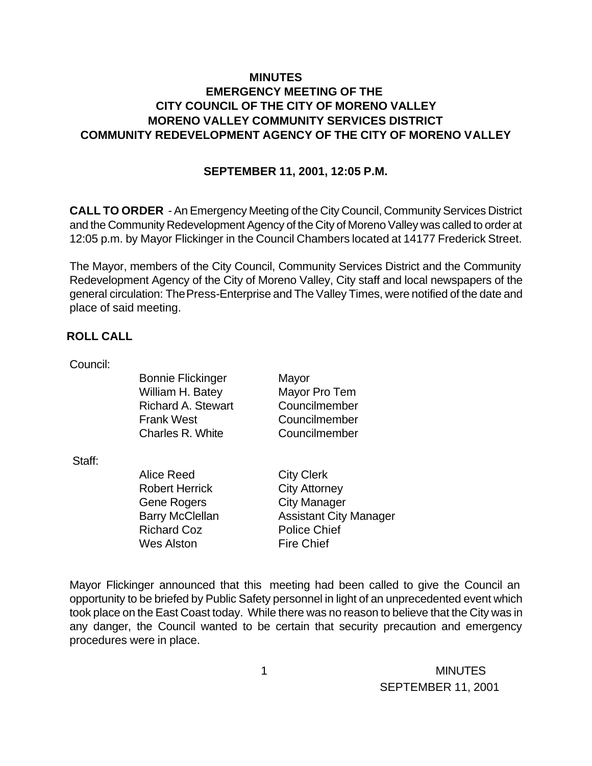# MINUTES
## EMERGENCY MEETING OF THE CITY COUNCIL OF THE CITY OF MORENO VALLEY MORENO VALLEY COMMUNITY SERVICES DISTRICT COMMUNITY REDEVELOPMENT AGENCY OF THE CITY OF MORENO VALLEY

**SEPTEMBER 11, 2001, 12:05 P.M.**

**CALL TO ORDER** - An Emergency Meeting of the City Council, Community Services District and the Community Redevelopment Agency of the City of Moreno Valley was called to order at 12:05 p.m. by Mayor Flickinger in the Council Chambers located at 14177 Frederick Street.

The Mayor, members of the City Council, Community Services District and the Community Redevelopment Agency of the City of Moreno Valley, City staff and local newspapers of the general circulation: The Press-Enterprise and The Valley Times, were notified of the date and place of said meeting.

**ROLL CALL**

Council:

| | |
|---|---|
| Bonnie Flickinger | Mayor |
| William H. Batey | Mayor Pro Tem |
| Richard A. Stewart | Councilmember |
| Frank West | Councilmember |
| Charles R. White | Councilmember |

Staff:

| | |
|---|---|
| Alice Reed | City Clerk |
| Robert Herrick | City Attorney |
| Gene Rogers | City Manager |
| Barry McClellan | Assistant City Manager |
| Richard Coz | Police Chief |
| Wes Alston | Fire Chief |

Mayor Flickinger announced that this meeting had been called to give the Council an opportunity to be briefed by Public Safety personnel in light of an unprecedented event which took place on the East Coast today. While there was no reason to believe that the City was in any danger, the Council wanted to be certain that security precaution and emergency procedures were in place.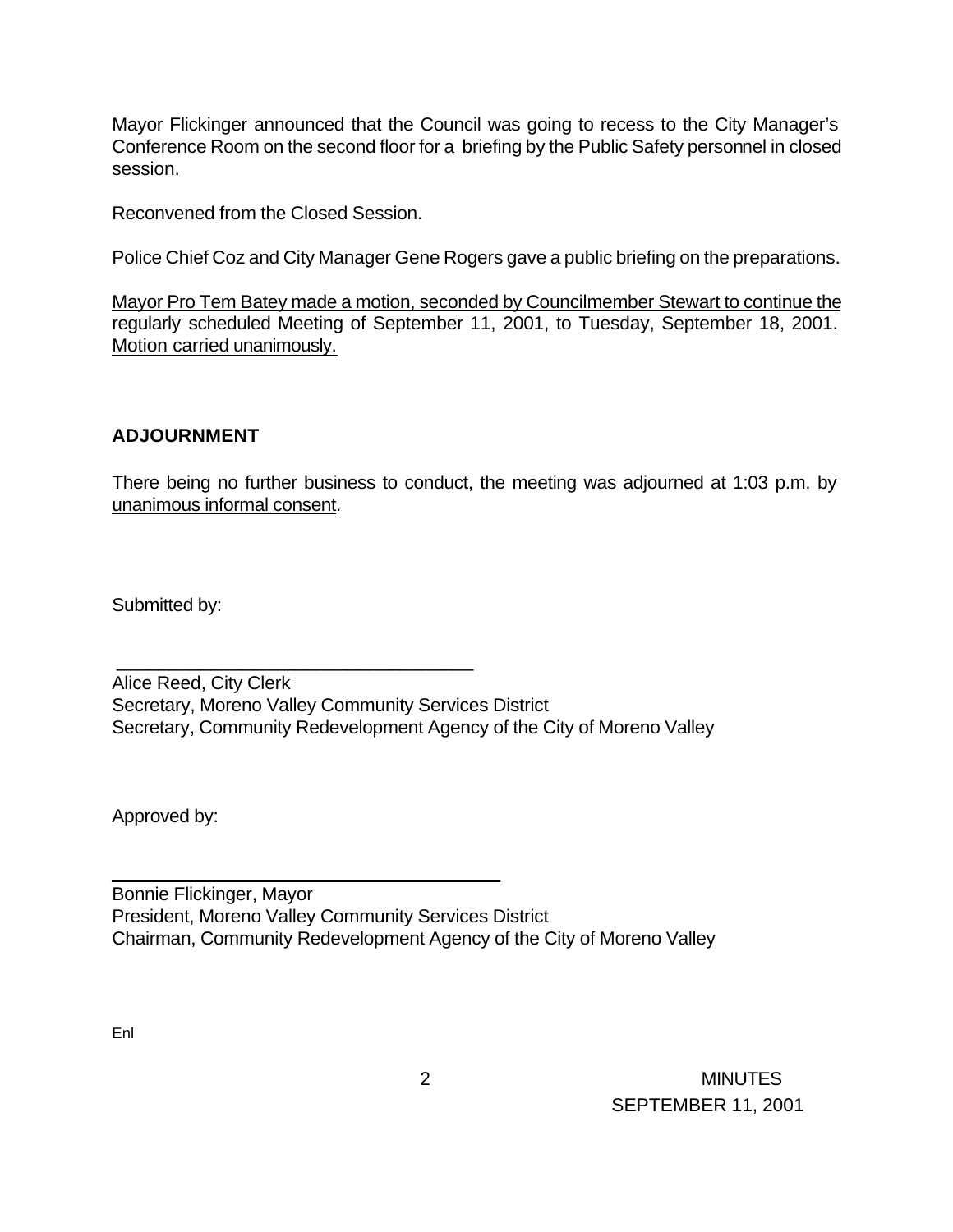Mayor Flickinger announced that the Council was going to recess to the City Manager's Conference Room on the second floor for a briefing by the Public Safety personnel in closed session.

Reconvened from the Closed Session.

Police Chief Coz and City Manager Gene Rogers gave a public briefing on the preparations.

<u>Mayor Pro Tem Batey made a motion, seconded by Councilmember Stewart to continue the regularly scheduled Meeting of September 11, 2001, to Tuesday, September 18, 2001. Motion carried unanimously.</u>

**ADJOURNMENT**

There being no further business to conduct, the meeting was adjourned at 1:03 p.m. by <u>unanimous informal consent</u>.

Submitted by:

\_\_\_\_\_\_\_\_\_\_\_\_\_\_\_\_\_\_\_\_\_\_\_\_\_\_\_\_\_\_\_\_\_\_\_\_\_\_

Alice Reed, City Clerk
Secretary, Moreno Valley Community Services District
Secretary, Community Redevelopment Agency of the City of Moreno Valley

Approved by:

\_\_\_\_\_\_\_\_\_\_\_\_\_\_\_\_\_\_\_\_\_\_\_\_\_\_\_\_\_\_\_\_\_\_\_\_\_\_

Bonnie Flickinger, Mayor
President, Moreno Valley Community Services District
Chairman, Community Redevelopment Agency of the City of Moreno Valley

Enl